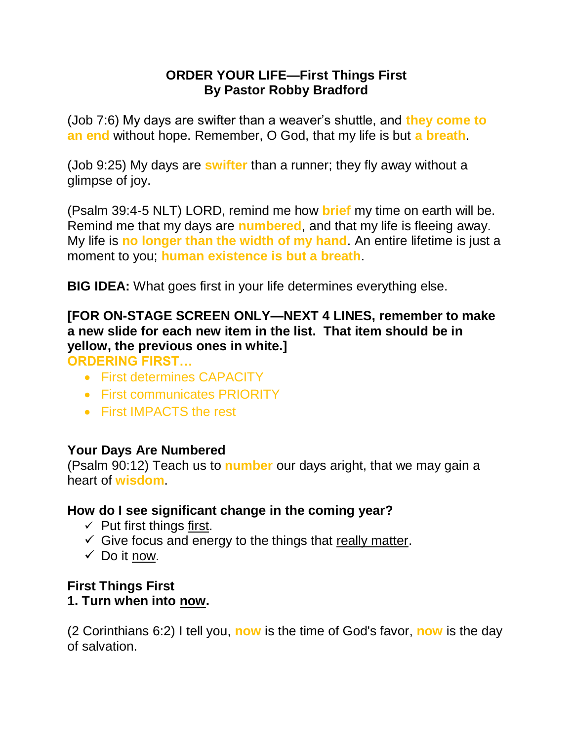**ORDER YOUR LIFE—First Things First**
**By Pastor Robby Bradford**

(Job 7:6) My days are swifter than a weaver's shuttle, and **they come to an end** without hope. Remember, O God, that my life is but **a breath**.

(Job 9:25) My days are **swifter** than a runner; they fly away without a glimpse of joy.

(Psalm 39:4-5 NLT) LORD, remind me how **brief** my time on earth will be. Remind me that my days are **numbered**, and that my life is fleeing away. My life is **no longer than the width of my hand**. An entire lifetime is just a moment to you; **human existence is but a breath**.

**BIG IDEA:** What goes first in your life determines everything else.

**[FOR ON-STAGE SCREEN ONLY—NEXT 4 LINES, remember to make a new slide for each new item in the list. That item should be in yellow, the previous ones in white.]**

**ORDERING FIRST…**

- First determines CAPACITY
- First communicates PRIORITY
- First IMPACTS the rest

**Your Days Are Numbered**

(Psalm 90:12) Teach us to **number** our days aright, that we may gain a heart of **wisdom**.

**How do I see significant change in the coming year?**

- ✓ Put first things first.
- ✓ Give focus and energy to the things that really matter.
- ✓ Do it now.

**First Things First**

**1. Turn when into now.**

(2 Corinthians 6:2) I tell you, **now** is the time of God's favor, **now** is the day of salvation.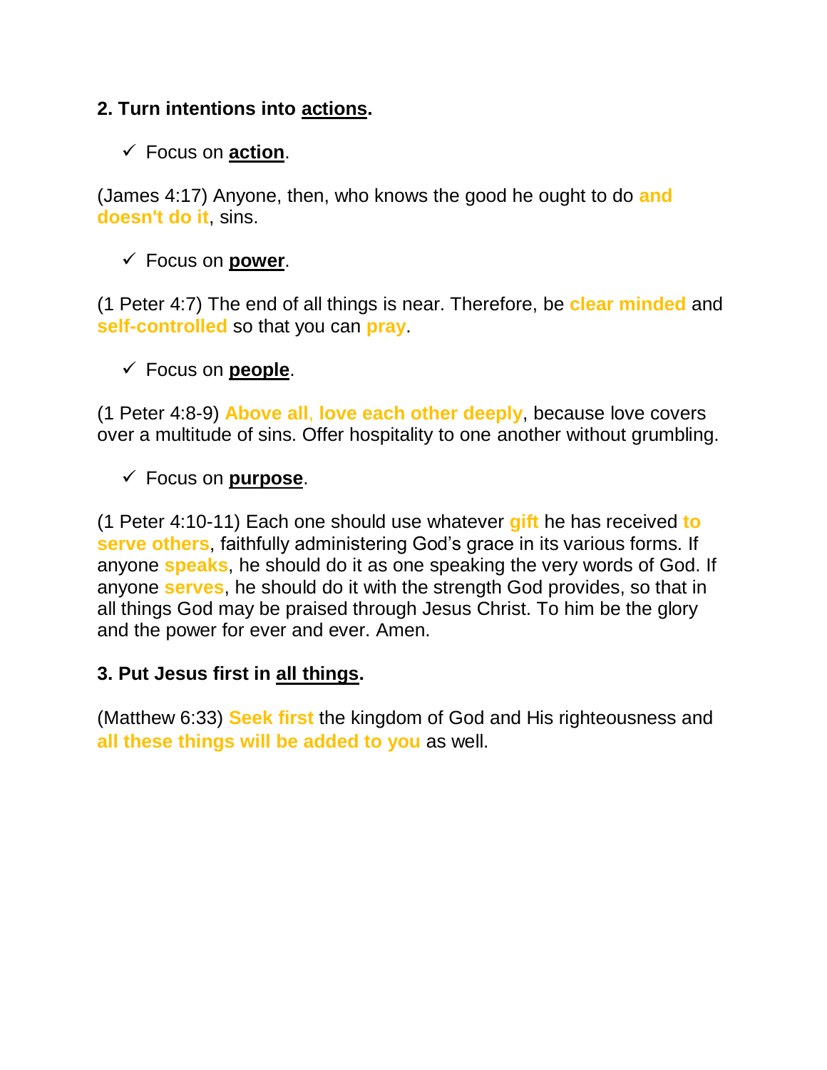**2. Turn intentions into <u>actions</u>.**

- ✓ Focus on **<u>action</u>**.

(James 4:17) Anyone, then, who knows the good he ought to do **and doesn't do it**, sins.

- ✓ Focus on **<u>power</u>**.

(1 Peter 4:7) The end of all things is near. Therefore, be **clear minded** and **self-controlled** so that you can **pray**.

- ✓ Focus on **<u>people</u>**.

(1 Peter 4:8-9) **Above all, love each other deeply**, because love covers over a multitude of sins. Offer hospitality to one another without grumbling.

- ✓ Focus on **<u>purpose</u>**.

(1 Peter 4:10-11) Each one should use whatever **gift** he has received **to serve others**, faithfully administering God's grace in its various forms. If anyone **speaks**, he should do it as one speaking the very words of God. If anyone **serves**, he should do it with the strength God provides, so that in all things God may be praised through Jesus Christ. To him be the glory and the power for ever and ever. Amen.

**3. Put Jesus first in <u>all things</u>.**

(Matthew 6:33) **Seek first** the kingdom of God and His righteousness and **all these things will be added to you** as well.